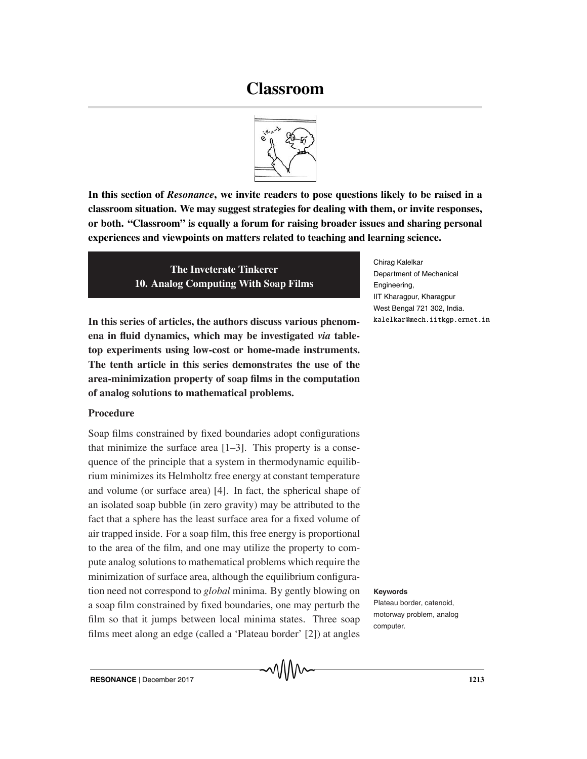# Classroom

**In this section of *Resonance*, we invite readers to pose questions likely to be raised in a classroom situation. We may suggest strategies for dealing with them, or invite responses, or both. "Classroom" is equally a forum for raising broader issues and sharing personal experiences and viewpoints on matters related to teaching and learning science.**

## The Inveterate Tinkerer
## 10. Analog Computing With Soap Films

Chirag Kalelkar
Department of Mechanical Engineering,
IIT Kharagpur, Kharagpur
West Bengal 721 302, India.
kalelkar@mech.iitkgp.ernet.in

**In this series of articles, the authors discuss various phenomena in fluid dynamics, which may be investigated *via* table-top experiments using low-cost or home-made instruments. The tenth article in this series demonstrates the use of the area-minimization property of soap films in the computation of analog solutions to mathematical problems.**

**Keywords**
Plateau border, catenoid, motorway problem, analog computer.

### Procedure

Soap films constrained by fixed boundaries adopt configurations that minimize the surface area [1–3]. This property is a consequence of the principle that a system in thermodynamic equilibrium minimizes its Helmholtz free energy at constant temperature and volume (or surface area) [4]. In fact, the spherical shape of an isolated soap bubble (in zero gravity) may be attributed to the fact that a sphere has the least surface area for a fixed volume of air trapped inside. For a soap film, this free energy is proportional to the area of the film, and one may utilize the property to compute analog solutions to mathematical problems which require the minimization of surface area, although the equilibrium configuration need not correspond to *global* minima. By gently blowing on a soap film constrained by fixed boundaries, one may perturb the film so that it jumps between local minima states. Three soap films meet along an edge (called a 'Plateau border' [2]) at angles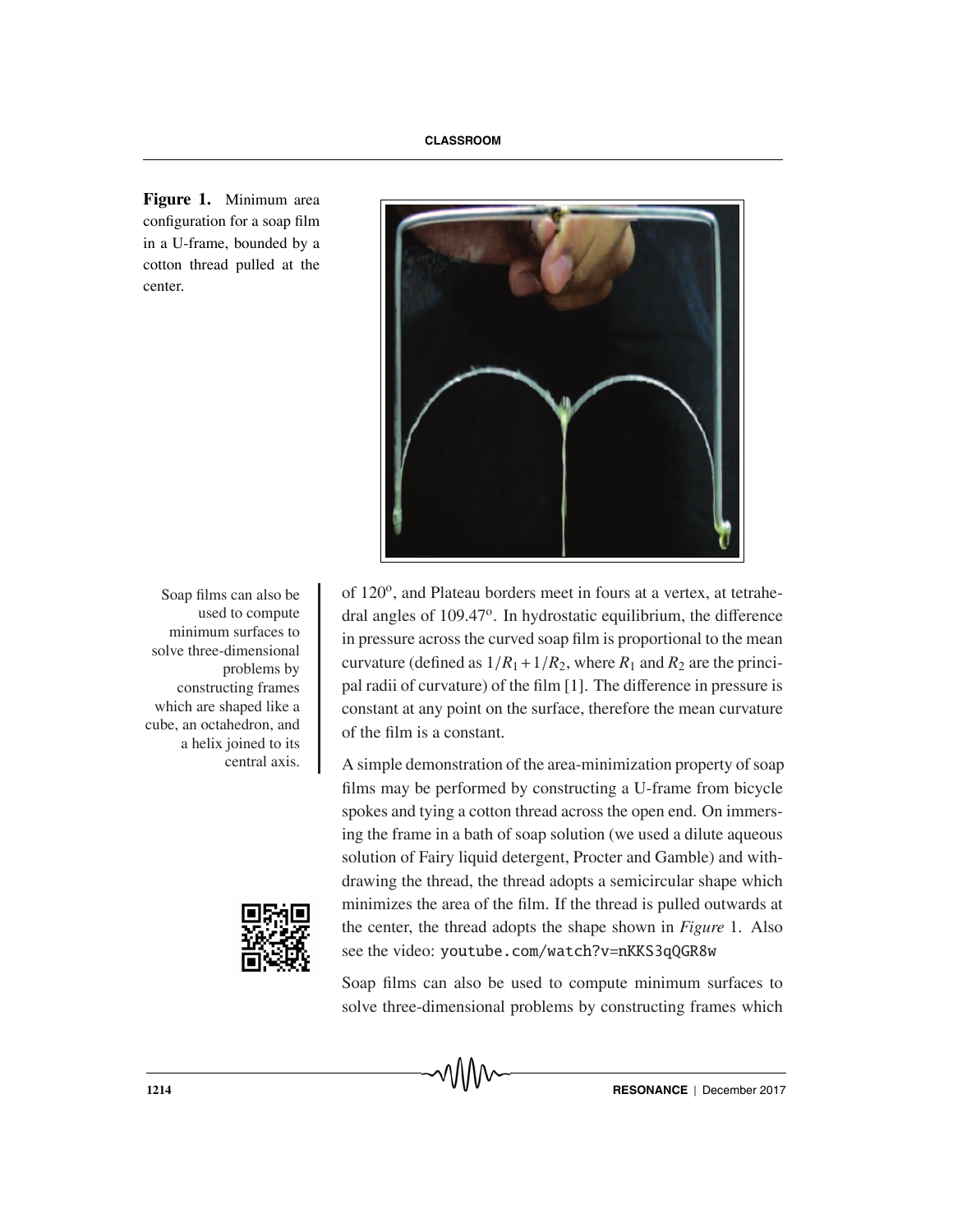**Figure 1.** Minimum area configuration for a soap film in a U-frame, bounded by a cotton thread pulled at the center.

of 120°, and Plateau borders meet in fours at a vertex, at tetrahedral angles of 109.47°. In hydrostatic equilibrium, the difference in pressure across the curved soap film is proportional to the mean curvature (defined as $1/R_1 + 1/R_2$, where $R_1$ and $R_2$ are the principal radii of curvature) of the film [1]. The difference in pressure is constant at any point on the surface, therefore the mean curvature of the film is a constant.

Soap films can also be used to compute minimum surfaces to solve three-dimensional problems by constructing frames which are shaped like a cube, an octahedron, and a helix joined to its central axis.

A simple demonstration of the area-minimization property of soap films may be performed by constructing a U-frame from bicycle spokes and tying a cotton thread across the open end. On immersing the frame in a bath of soap solution (we used a dilute aqueous solution of Fairy liquid detergent, Procter and Gamble) and withdrawing the thread, the thread adopts a semicircular shape which minimizes the area of the film. If the thread is pulled outwards at the center, the thread adopts the shape shown in *Figure* 1. Also see the video: `youtube.com/watch?v=nKKS3qQGR8w`

Soap films can also be used to compute minimum surfaces to solve three-dimensional problems by constructing frames which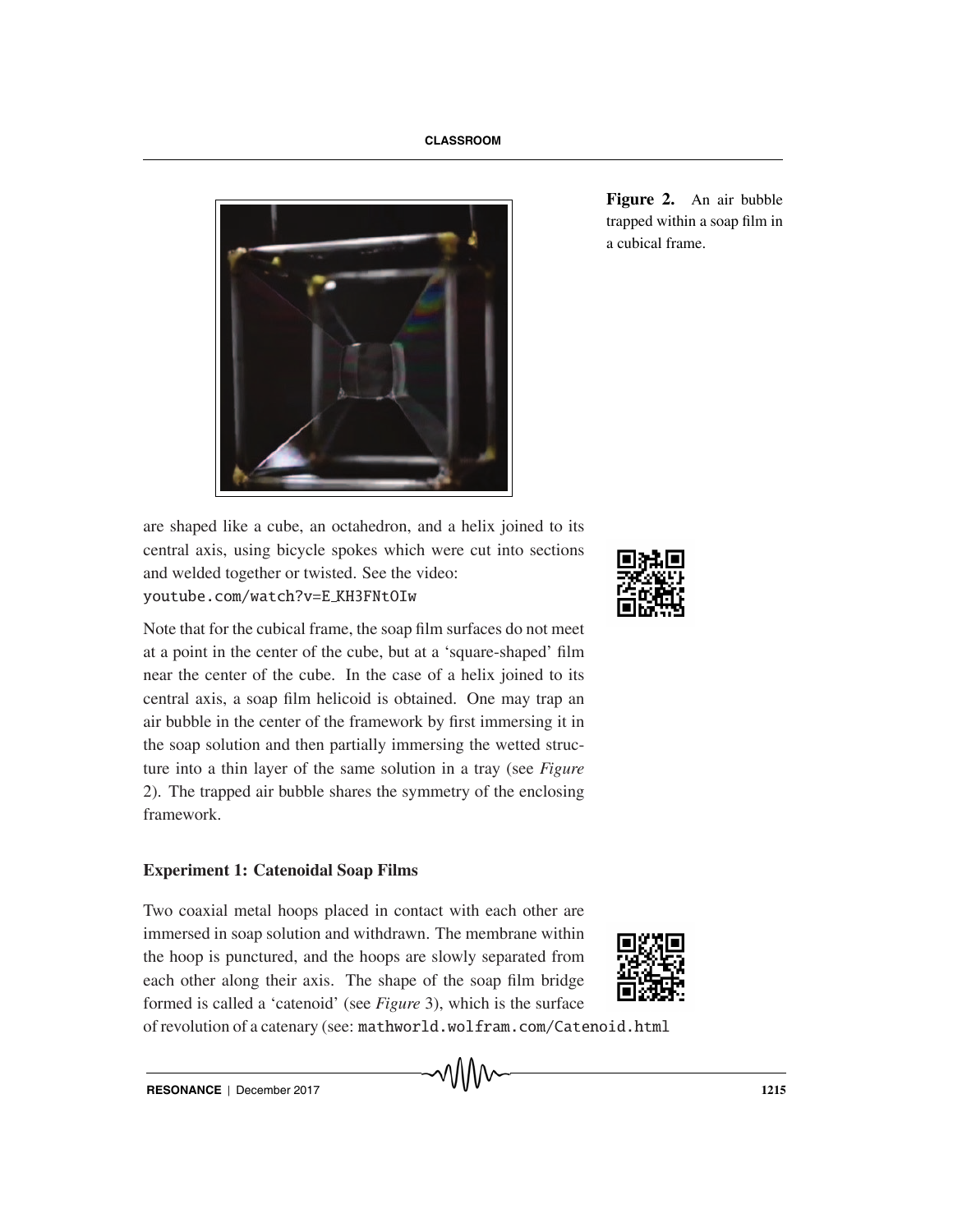Figure 2. An air bubble trapped within a soap film in a cubical frame.

are shaped like a cube, an octahedron, and a helix joined to its central axis, using bicycle spokes which were cut into sections and welded together or twisted. See the video: youtube.com/watch?v=E_KH3FNtOIw

Note that for the cubical frame, the soap film surfaces do not meet at a point in the center of the cube, but at a 'square-shaped' film near the center of the cube. In the case of a helix joined to its central axis, a soap film helicoid is obtained. One may trap an air bubble in the center of the framework by first immersing it in the soap solution and then partially immersing the wetted structure into a thin layer of the same solution in a tray (see *Figure* 2). The trapped air bubble shares the symmetry of the enclosing framework.

### Experiment 1: Catenoidal Soap Films

Two coaxial metal hoops placed in contact with each other are immersed in soap solution and withdrawn. The membrane within the hoop is punctured, and the hoops are slowly separated from each other along their axis. The shape of the soap film bridge formed is called a 'catenoid' (see *Figure* 3), which is the surface of revolution of a catenary (see: mathworld.wolfram.com/Catenoid.html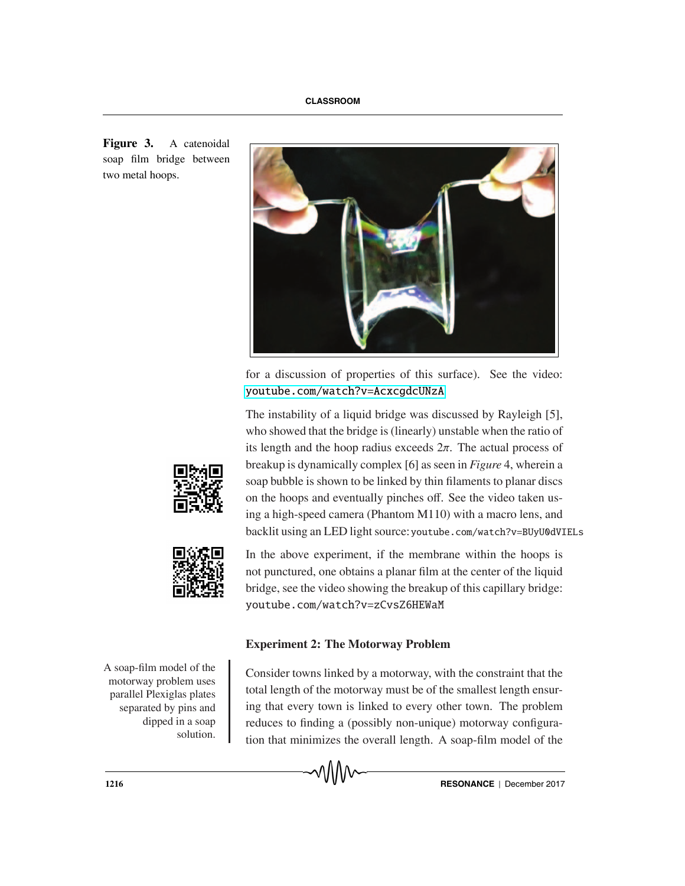**Figure 3.** A catenoidal soap film bridge between two metal hoops.

for a discussion of properties of this surface). See the video: youtube.com/watch?v=AcxcgdcUNzA

The instability of a liquid bridge was discussed by Rayleigh [5], who showed that the bridge is (linearly) unstable when the ratio of its length and the hoop radius exceeds $2\pi$. The actual process of breakup is dynamically complex [6] as seen in *Figure* 4, wherein a soap bubble is shown to be linked by thin filaments to planar discs on the hoops and eventually pinches off. See the video taken using a high-speed camera (Phantom M110) with a macro lens, and backlit using an LED light source: youtube.com/watch?v=BUyU0dVIELs

In the above experiment, if the membrane within the hoops is not punctured, one obtains a planar film at the center of the liquid bridge, see the video showing the breakup of this capillary bridge: youtube.com/watch?v=zCvsZ6HEWaM

### Experiment 2: The Motorway Problem

A soap-film model of the motorway problem uses parallel Plexiglas plates separated by pins and dipped in a soap solution.

Consider towns linked by a motorway, with the constraint that the total length of the motorway must be of the smallest length ensuring that every town is linked to every other town. The problem reduces to finding a (possibly non-unique) motorway configuration that minimizes the overall length. A soap-film model of the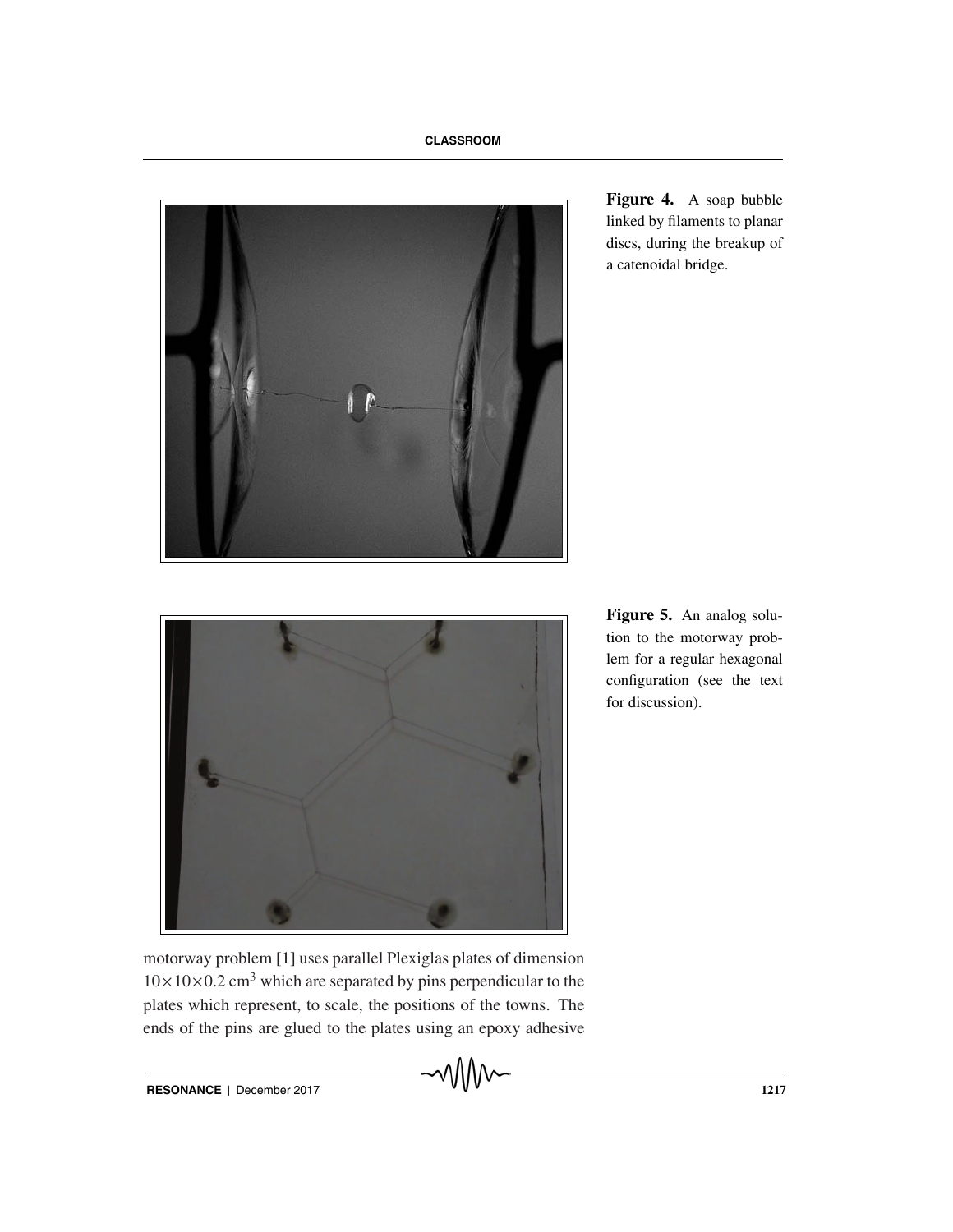Figure 4. A soap bubble linked by filaments to planar discs, during the breakup of a catenoidal bridge.

Figure 5. An analog solution to the motorway problem for a regular hexagonal configuration (see the text for discussion).

motorway problem [1] uses parallel Plexiglas plates of dimension $10\times10\times0.2\ \text{cm}^3$ which are separated by pins perpendicular to the plates which represent, to scale, the positions of the towns. The ends of the pins are glued to the plates using an epoxy adhesive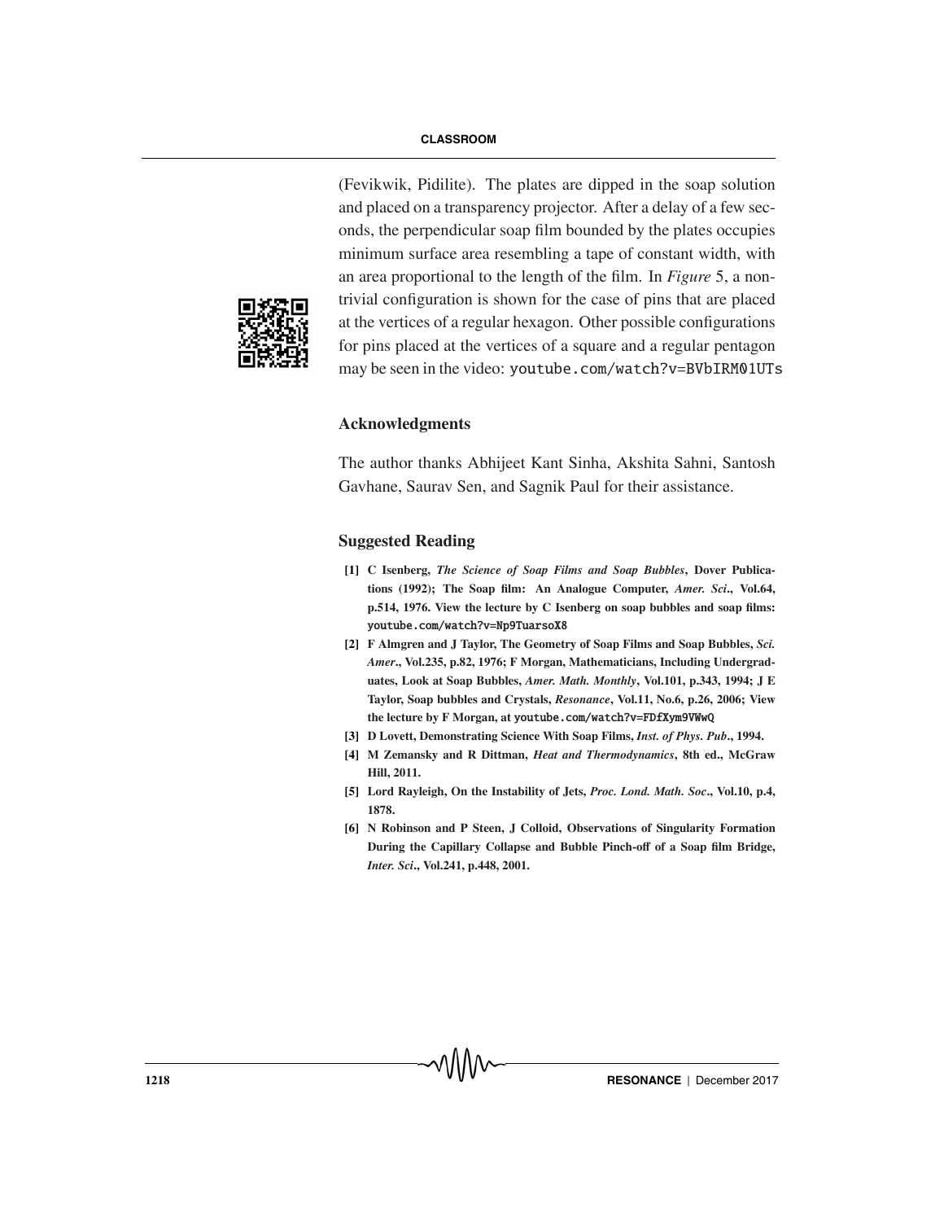(Fevikwik, Pidilite). The plates are dipped in the soap solution and placed on a transparency projector. After a delay of a few seconds, the perpendicular soap film bounded by the plates occupies minimum surface area resembling a tape of constant width, with an area proportional to the length of the film. In *Figure* 5, a nontrivial configuration is shown for the case of pins that are placed at the vertices of a regular hexagon. Other possible configurations for pins placed at the vertices of a square and a regular pentagon may be seen in the video: `youtube.com/watch?v=BVbIRM01UTs`

### Acknowledgments

The author thanks Abhijeet Kant Sinha, Akshita Sahni, Santosh Gavhane, Saurav Sen, and Sagnik Paul for their assistance.

### Suggested Reading

**[1] C Isenberg, *The Science of Soap Films and Soap Bubbles*, Dover Publications (1992); The Soap film: An Analogue Computer, *Amer. Sci*., Vol.64, p.514, 1976. View the lecture by C Isenberg on soap bubbles and soap films: `youtube.com/watch?v=Np9TuarsoX8`**

**[2] F Almgren and J Taylor, The Geometry of Soap Films and Soap Bubbles, *Sci. Amer*., Vol.235, p.82, 1976; F Morgan, Mathematicians, Including Undergraduates, Look at Soap Bubbles, *Amer. Math. Monthly*, Vol.101, p.343, 1994; J E Taylor, Soap bubbles and Crystals, *Resonance*, Vol.11, No.6, p.26, 2006; View the lecture by F Morgan, at `youtube.com/watch?v=FDfXym9VWwQ`**

**[3] D Lovett, Demonstrating Science With Soap Films, *Inst. of Phys. Pub*., 1994.**

**[4] M Zemansky and R Dittman, *Heat and Thermodynamics*, 8th ed., McGraw Hill, 2011.**

**[5] Lord Rayleigh, On the Instability of Jets, *Proc. Lond. Math. Soc*., Vol.10, p.4, 1878.**

**[6] N Robinson and P Steen, J Colloid, Observations of Singularity Formation During the Capillary Collapse and Bubble Pinch-off of a Soap film Bridge, *Inter. Sci*., Vol.241, p.448, 2001.**